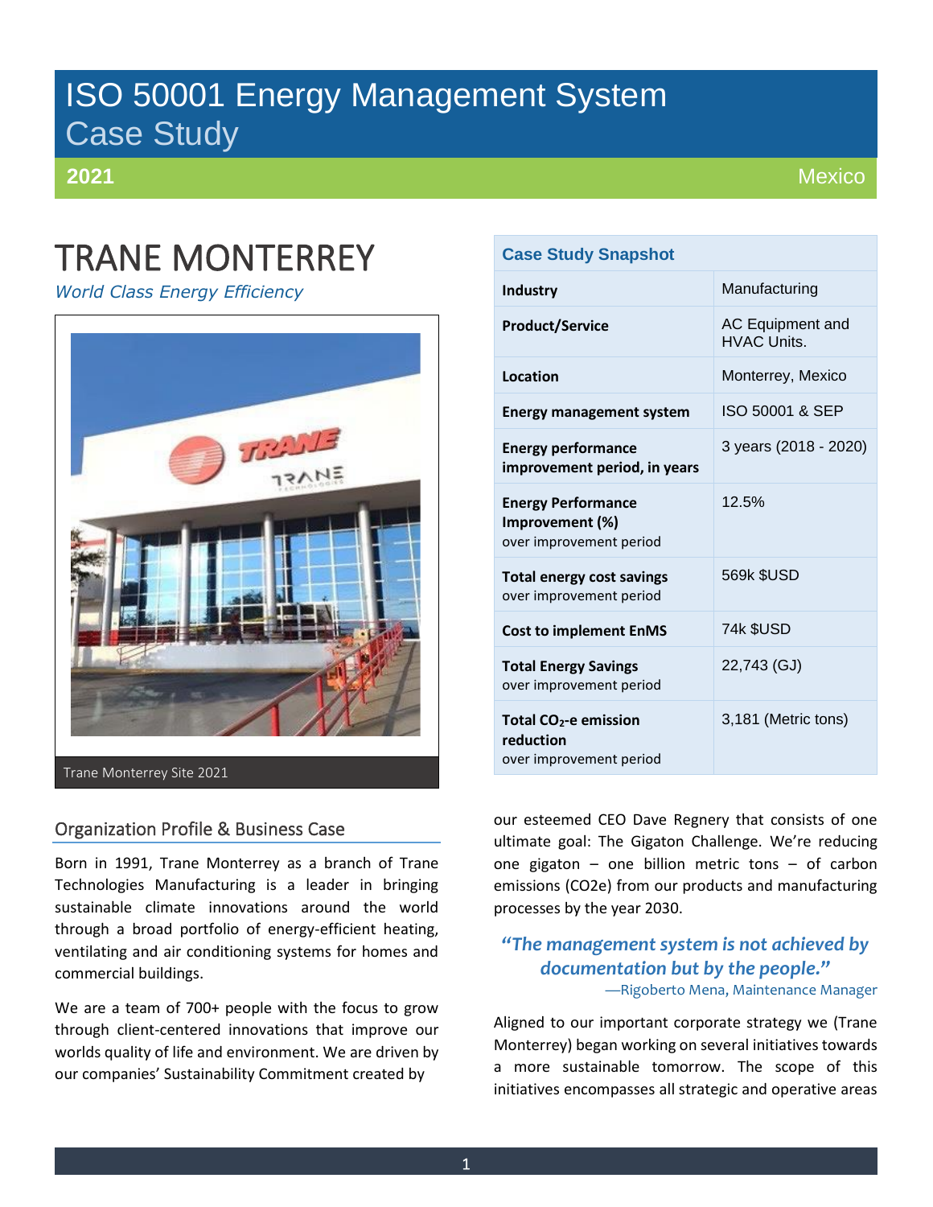# ISO 50001 Energy Management System Case Study

**2021** Mexico

# TRANE MONTERREY

*World Class Energy Efficiency*

Trane Monterrey Site 2021

| Case Study Snapshot | |
|---|---|
| **Industry** | Manufacturing |
| **Product/Service** | AC Equipment and HVAC Units. |
| **Location** | Monterrey, Mexico |
| **Energy management system** | ISO 50001 & SEP |
| **Energy performance improvement period, in years** | 3 years (2018 - 2020) |
| **Energy Performance Improvement (%)** over improvement period | 12.5% |
| **Total energy cost savings** over improvement period | 569k $USD |
| **Cost to implement EnMS** | 74k $USD |
| **Total Energy Savings** over improvement period | 22,743 (GJ) |
| **Total $CO_2$-e emission reduction** over improvement period | 3,181 (Metric tons) |

## Organization Profile & Business Case

Born in 1991, Trane Monterrey as a branch of Trane Technologies Manufacturing is a leader in bringing sustainable climate innovations around the world through a broad portfolio of energy-efficient heating, ventilating and air conditioning systems for homes and commercial buildings.

We are a team of 700+ people with the focus to grow through client-centered innovations that improve our worlds quality of life and environment. We are driven by our companies' Sustainability Commitment created by our esteemed CEO Dave Regnery that consists of one ultimate goal: The Gigaton Challenge. We're reducing one gigaton – one billion metric tons – of carbon emissions (CO2e) from our products and manufacturing processes by the year 2030.

> ***"The management system is not achieved by documentation but by the people."***
> —Rigoberto Mena, Maintenance Manager

Aligned to our important corporate strategy we (Trane Monterrey) began working on several initiatives towards a more sustainable tomorrow. The scope of this initiatives encompasses all strategic and operative areas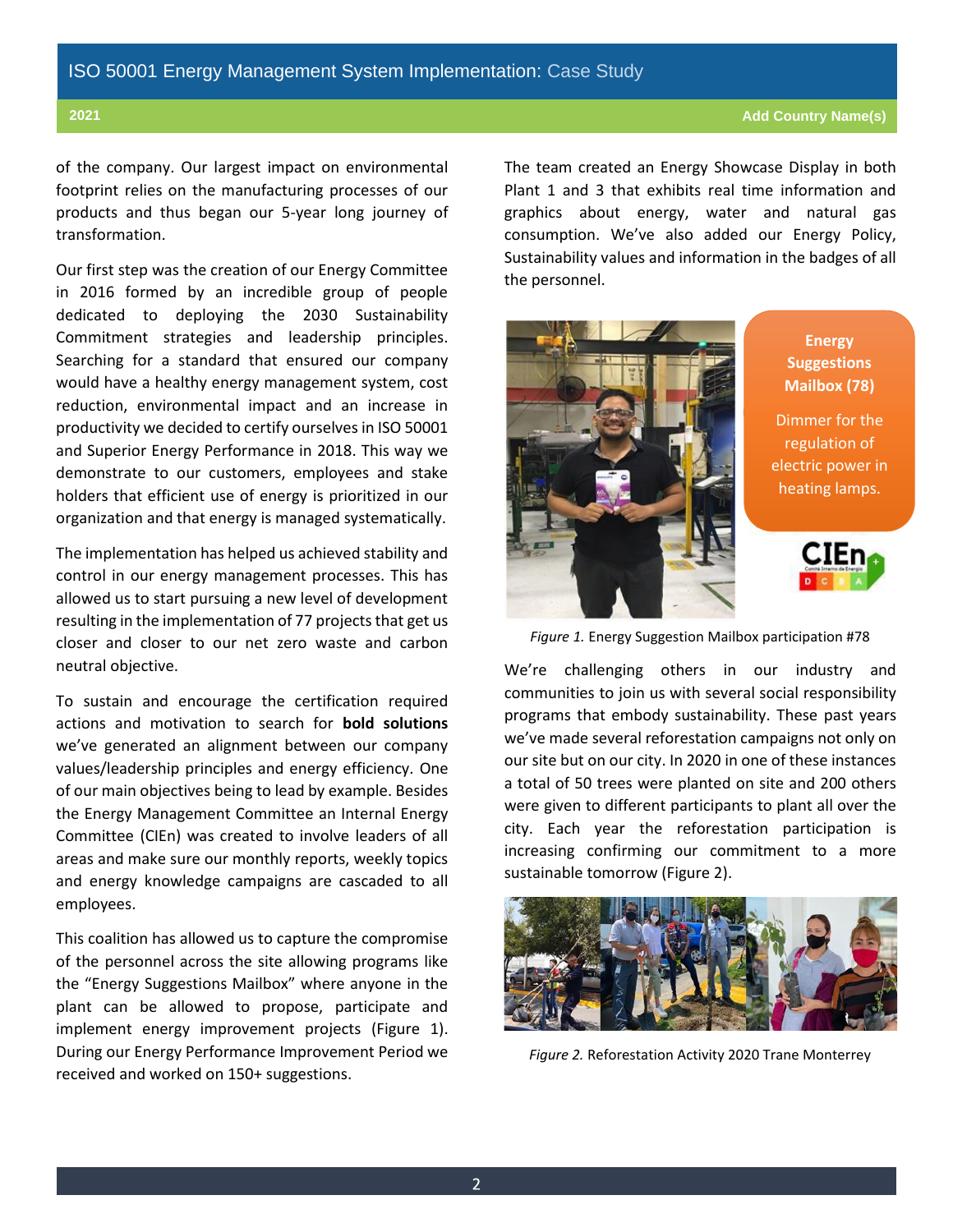of the company. Our largest impact on environmental footprint relies on the manufacturing processes of our products and thus began our 5-year long journey of transformation.

Our first step was the creation of our Energy Committee in 2016 formed by an incredible group of people dedicated to deploying the 2030 Sustainability Commitment strategies and leadership principles. Searching for a standard that ensured our company would have a healthy energy management system, cost reduction, environmental impact and an increase in productivity we decided to certify ourselves in ISO 50001 and Superior Energy Performance in 2018. This way we demonstrate to our customers, employees and stake holders that efficient use of energy is prioritized in our organization and that energy is managed systematically.

The implementation has helped us achieved stability and control in our energy management processes. This has allowed us to start pursuing a new level of development resulting in the implementation of 77 projects that get us closer and closer to our net zero waste and carbon neutral objective.

To sustain and encourage the certification required actions and motivation to search for **bold solutions** we've generated an alignment between our company values/leadership principles and energy efficiency. One of our main objectives being to lead by example. Besides the Energy Management Committee an Internal Energy Committee (CIEn) was created to involve leaders of all areas and make sure our monthly reports, weekly topics and energy knowledge campaigns are cascaded to all employees.

This coalition has allowed us to capture the compromise of the personnel across the site allowing programs like the "Energy Suggestions Mailbox" where anyone in the plant can be allowed to propose, participate and implement energy improvement projects (Figure 1). During our Energy Performance Improvement Period we received and worked on 150+ suggestions.

The team created an Energy Showcase Display in both Plant 1 and 3 that exhibits real time information and graphics about energy, water and natural gas consumption. We've also added our Energy Policy, Sustainability values and information in the badges of all the personnel.

**Energy Suggestions Mailbox (78)**

Dimmer for the regulation of electric power in heating lamps.

*Figure 1.* Energy Suggestion Mailbox participation #78

We're challenging others in our industry and communities to join us with several social responsibility programs that embody sustainability. These past years we've made several reforestation campaigns not only on our site but on our city. In 2020 in one of these instances a total of 50 trees were planted on site and 200 others were given to different participants to plant all over the city. Each year the reforestation participation is increasing confirming our commitment to a more sustainable tomorrow (Figure 2).

*Figure 2.* Reforestation Activity 2020 Trane Monterrey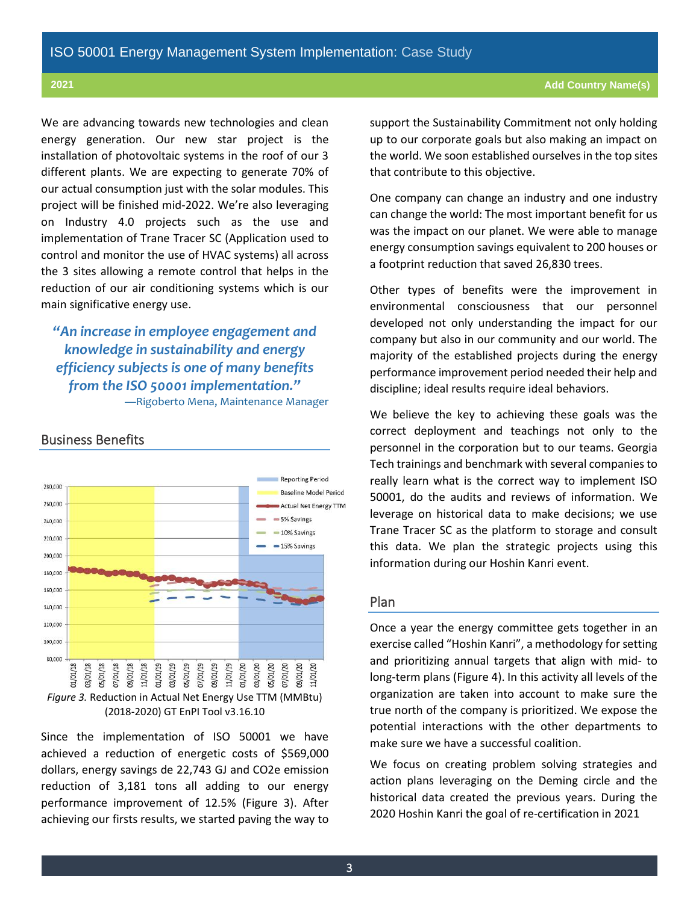We are advancing towards new technologies and clean energy generation. Our new star project is the installation of photovoltaic systems in the roof of our 3 different plants. We are expecting to generate 70% of our actual consumption just with the solar modules. This project will be finished mid-2022. We're also leveraging on Industry 4.0 projects such as the use and implementation of Trane Tracer SC (Application used to control and monitor the use of HVAC systems) all across the 3 sites allowing a remote control that helps in the reduction of our air conditioning systems which is our main significative energy use.

> ***"An increase in employee engagement and knowledge in sustainability and energy efficiency subjects is one of many benefits from the ISO 50001 implementation."***
>
> —Rigoberto Mena, Maintenance Manager

## Business Benefits

*Figure 3.* Reduction in Actual Net Energy Use TTM (MMBtu) (2018-2020) GT EnPI Tool v3.16.10

Since the implementation of ISO 50001 we have achieved a reduction of energetic costs of $569,000 dollars, energy savings de 22,743 GJ and CO2e emission reduction of 3,181 tons all adding to our energy performance improvement of 12.5% (Figure 3). After achieving our firsts results, we started paving the way to support the Sustainability Commitment not only holding up to our corporate goals but also making an impact on the world. We soon established ourselves in the top sites that contribute to this objective.

One company can change an industry and one industry can change the world: The most important benefit for us was the impact on our planet. We were able to manage energy consumption savings equivalent to 200 houses or a footprint reduction that saved 26,830 trees.

Other types of benefits were the improvement in environmental consciousness that our personnel developed not only understanding the impact for our company but also in our community and our world. The majority of the established projects during the energy performance improvement period needed their help and discipline; ideal results require ideal behaviors.

We believe the key to achieving these goals was the correct deployment and teachings not only to the personnel in the corporation but to our teams. Georgia Tech trainings and benchmark with several companies to really learn what is the correct way to implement ISO 50001, do the audits and reviews of information. We leverage on historical data to make decisions; we use Trane Tracer SC as the platform to storage and consult this data. We plan the strategic projects using this information during our Hoshin Kanri event.

## Plan

Once a year the energy committee gets together in an exercise called "Hoshin Kanri", a methodology for setting and prioritizing annual targets that align with mid- to long-term plans (Figure 4). In this activity all levels of the organization are taken into account to make sure the true north of the company is prioritized. We expose the potential interactions with the other departments to make sure we have a successful coalition.

We focus on creating problem solving strategies and action plans leveraging on the Deming circle and the historical data created the previous years. During the 2020 Hoshin Kanri the goal of re-certification in 2021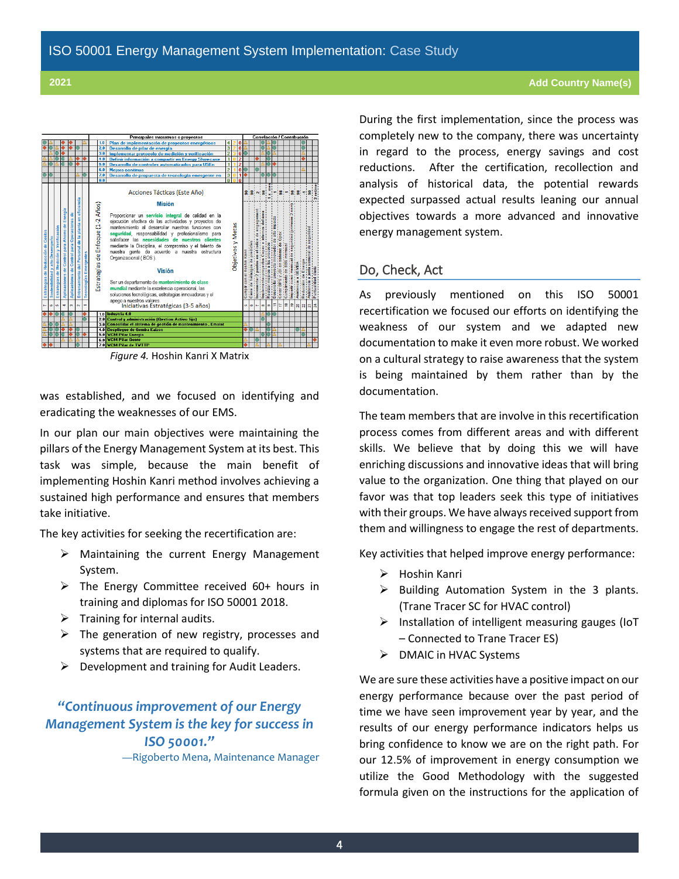Figure 4. Hoshin Kanri X Matrix

was established, and we focused on identifying and eradicating the weaknesses of our EMS.

In our plan our main objectives were maintaining the pillars of the Energy Management System at its best. This task was simple, because the main benefit of implementing Hoshin Kanri method involves achieving a sustained high performance and ensures that members take initiative.

The key activities for seeking the recertification are:

- Maintaining the current Energy Management System.
- The Energy Committee received 60+ hours in training and diplomas for ISO 50001 2018.
- Training for internal audits.
- The generation of new registry, processes and systems that are required to qualify.
- Development and training for Audit Leaders.

> ***"Continuous improvement of our Energy Management System is the key for success in ISO 50001."***
>
> —Rigoberto Mena, Maintenance Manager

During the first implementation, since the process was completely new to the company, there was uncertainty in regard to the process, energy savings and cost reductions. After the certification, recollection and analysis of historical data, the potential rewards expected surpassed actual results leaning our annual objectives towards a more advanced and innovative energy management system.

## Do, Check, Act

As previously mentioned on this ISO 50001 recertification we focused our efforts on identifying the weakness of our system and we adapted new documentation to make it even more robust. We worked on a cultural strategy to raise awareness that the system is being maintained by them rather than by the documentation.

The team members that are involve in this recertification process comes from different areas and with different skills. We believe that by doing this we will have enriching discussions and innovative ideas that will bring value to the organization. One thing that played on our favor was that top leaders seek this type of initiatives with their groups. We have always received support from them and willingness to engage the rest of departments.

Key activities that helped improve energy performance:

- Hoshin Kanri
- Building Automation System in the 3 plants. (Trane Tracer SC for HVAC control)
- Installation of intelligent measuring gauges (IoT – Connected to Trane Tracer ES)
- DMAIC in HVAC Systems

We are sure these activities have a positive impact on our energy performance because over the past period of time we have seen improvement year by year, and the results of our energy performance indicators helps us bring confidence to know we are on the right path. For our 12.5% of improvement in energy consumption we utilize the Good Methodology with the suggested formula given on the instructions for the application of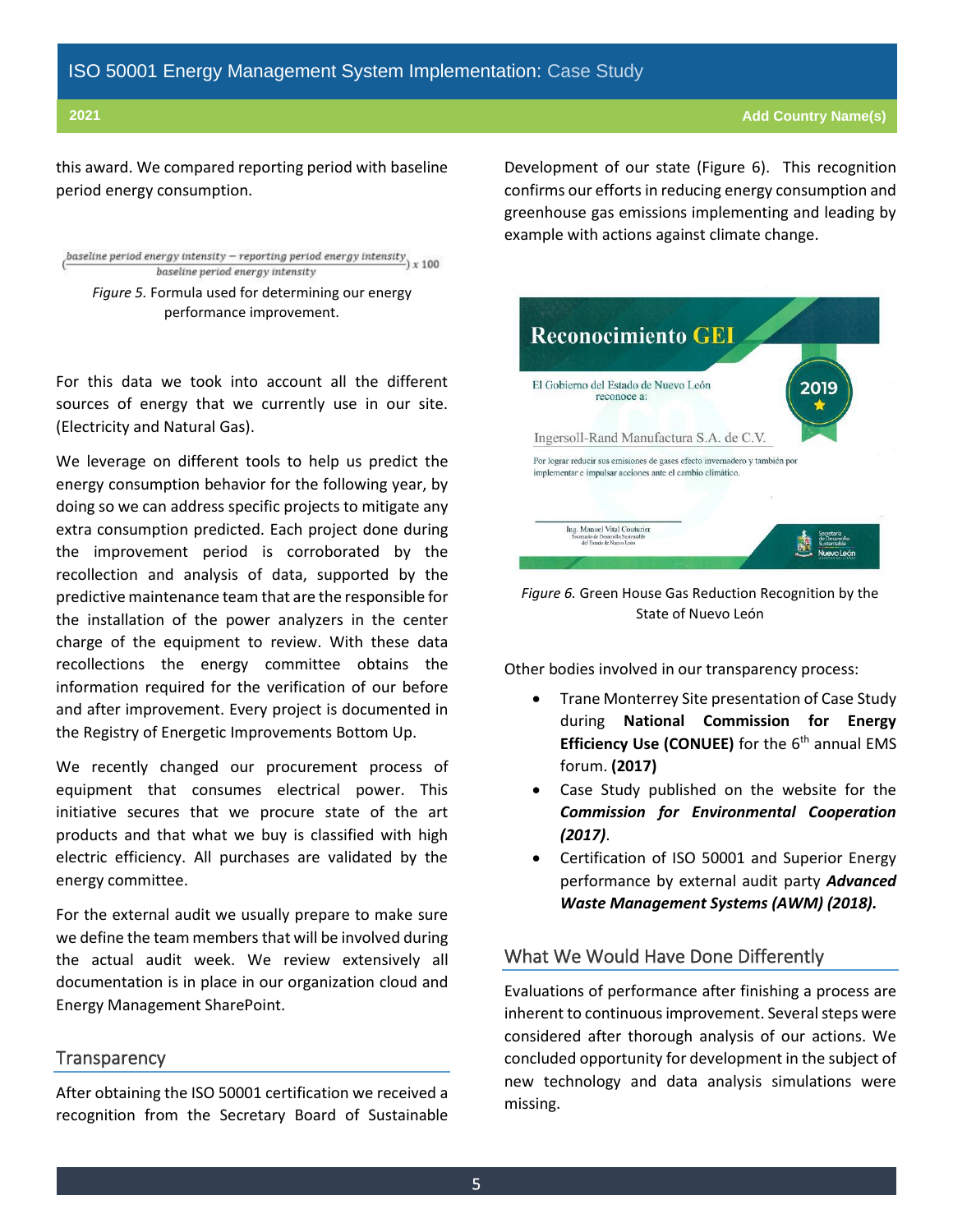this award. We compared reporting period with baseline period energy consumption.

$$\left(\frac{\text{baseline period energy intensity} - \text{reporting period energy intensity}}{\text{baseline period energy intensity}}\right) x\ 100$$

*Figure 5.* Formula used for determining our energy performance improvement.

For this data we took into account all the different sources of energy that we currently use in our site. (Electricity and Natural Gas).

We leverage on different tools to help us predict the energy consumption behavior for the following year, by doing so we can address specific projects to mitigate any extra consumption predicted. Each project done during the improvement period is corroborated by the recollection and analysis of data, supported by the predictive maintenance team that are the responsible for the installation of the power analyzers in the center charge of the equipment to review. With these data recollections the energy committee obtains the information required for the verification of our before and after improvement. Every project is documented in the Registry of Energetic Improvements Bottom Up.

We recently changed our procurement process of equipment that consumes electrical power. This initiative secures that we procure state of the art products and that what we buy is classified with high electric efficiency. All purchases are validated by the energy committee.

For the external audit we usually prepare to make sure we define the team members that will be involved during the actual audit week. We review extensively all documentation is in place in our organization cloud and Energy Management SharePoint.

## Transparency

After obtaining the ISO 50001 certification we received a recognition from the Secretary Board of Sustainable Development of our state (Figure 6). This recognition confirms our efforts in reducing energy consumption and greenhouse gas emissions implementing and leading by example with actions against climate change.

*Figure 6.* Green House Gas Reduction Recognition by the State of Nuevo León

Other bodies involved in our transparency process:

- Trane Monterrey Site presentation of Case Study during **National Commission for Energy Efficiency Use (CONUEE)** for the 6th annual EMS forum. **(2017)**
- Case Study published on the website for the ***Commission for Environmental Cooperation (2017)***.
- Certification of ISO 50001 and Superior Energy performance by external audit party ***Advanced Waste Management Systems (AWM) (2018).***

## What We Would Have Done Differently

Evaluations of performance after finishing a process are inherent to continuous improvement. Several steps were considered after thorough analysis of our actions. We concluded opportunity for development in the subject of new technology and data analysis simulations were missing.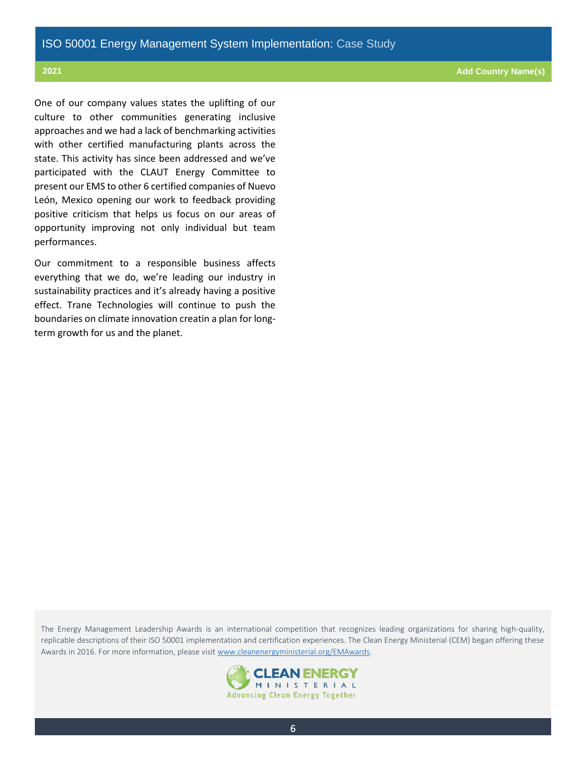One of our company values states the uplifting of our culture to other communities generating inclusive approaches and we had a lack of benchmarking activities with other certified manufacturing plants across the state. This activity has since been addressed and we've participated with the CLAUT Energy Committee to present our EMS to other 6 certified companies of Nuevo León, Mexico opening our work to feedback providing positive criticism that helps us focus on our areas of opportunity improving not only individual but team performances.

Our commitment to a responsible business affects everything that we do, we're leading our industry in sustainability practices and it's already having a positive effect. Trane Technologies will continue to push the boundaries on climate innovation creatin a plan for long-term growth for us and the planet.

The Energy Management Leadership Awards is an international competition that recognizes leading organizations for sharing high-quality, replicable descriptions of their ISO 50001 implementation and certification experiences. The Clean Energy Ministerial (CEM) began offering these Awards in 2016. For more information, please visit [www.cleanenergyministerial.org/EMAwards](http://www.cleanenergyministerial.org/EMAwards).

CLEAN ENERGY MINISTERIAL
Advancing Clean Energy Together